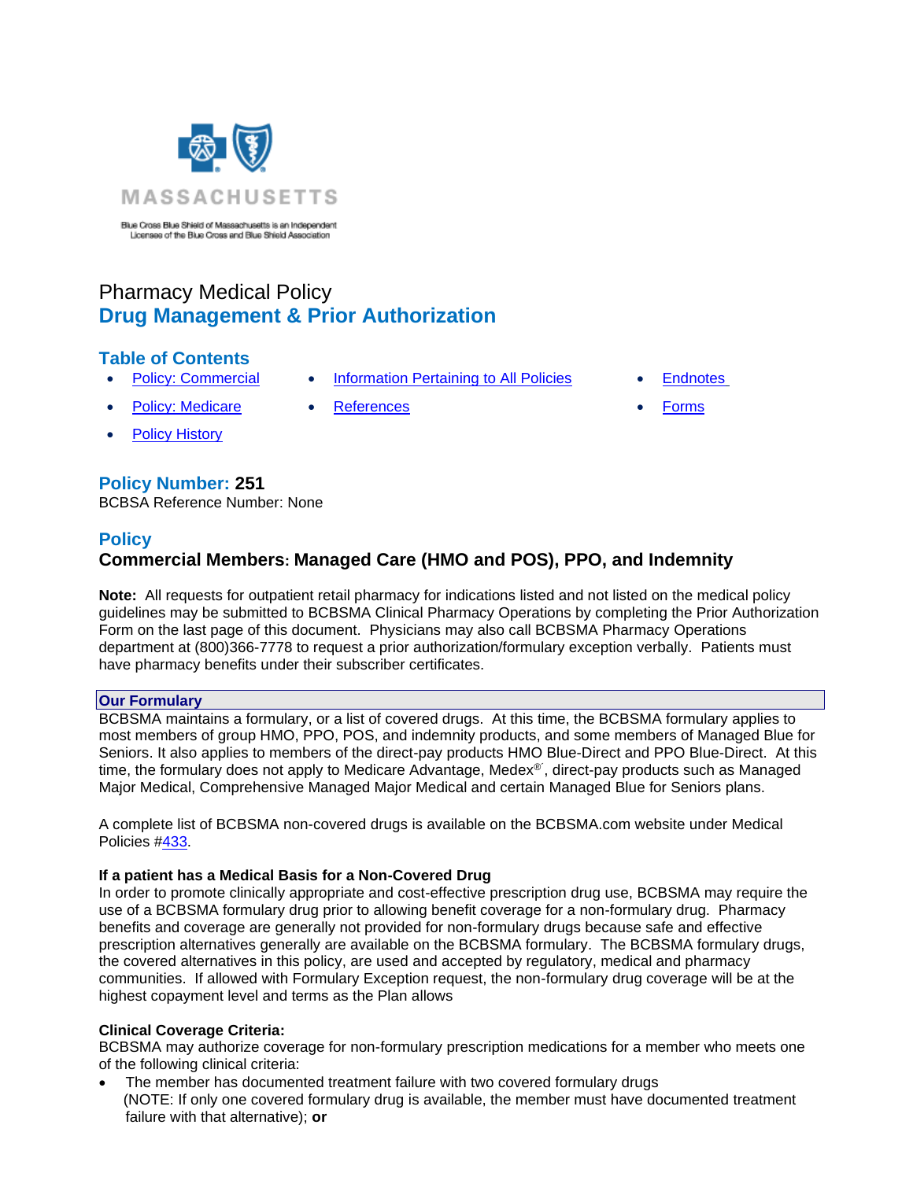MASSACHUSETTS

Blue Cross Blue Shield of Massachusetts is an Independent Licensee of the Blue Cross and Blue Shield Association

# Pharmacy Medical Policy
## Drug Management & Prior Authorization

### Table of Contents

- Policy: Commercial
- Policy: Medicare
- Policy History
- Information Pertaining to All Policies
- References
- Endnotes
- Forms

### Policy Number: 251

BCBSA Reference Number: None

### Policy

**Commercial Members: Managed Care (HMO and POS), PPO, and Indemnity**

**Note:** All requests for outpatient retail pharmacy for indications listed and not listed on the medical policy guidelines may be submitted to BCBSMA Clinical Pharmacy Operations by completing the Prior Authorization Form on the last page of this document. Physicians may also call BCBSMA Pharmacy Operations department at (800)366-7778 to request a prior authorization/formulary exception verbally. Patients must have pharmacy benefits under their subscriber certificates.

**Our Formulary**

BCBSMA maintains a formulary, or a list of covered drugs. At this time, the BCBSMA formulary applies to most members of group HMO, PPO, POS, and indemnity products, and some members of Managed Blue for Seniors. It also applies to members of the direct-pay products HMO Blue-Direct and PPO Blue-Direct. At this time, the formulary does not apply to Medicare Advantage, Medex®´, direct-pay products such as Managed Major Medical, Comprehensive Managed Major Medical and certain Managed Blue for Seniors plans.

A complete list of BCBSMA non-covered drugs is available on the BCBSMA.com website under Medical Policies #433.

**If a patient has a Medical Basis for a Non-Covered Drug**

In order to promote clinically appropriate and cost-effective prescription drug use, BCBSMA may require the use of a BCBSMA formulary drug prior to allowing benefit coverage for a non-formulary drug. Pharmacy benefits and coverage are generally not provided for non-formulary drugs because safe and effective prescription alternatives generally are available on the BCBSMA formulary. The BCBSMA formulary drugs, the covered alternatives in this policy, are used and accepted by regulatory, medical and pharmacy communities. If allowed with Formulary Exception request, the non-formulary drug coverage will be at the highest copayment level and terms as the Plan allows

**Clinical Coverage Criteria:**

BCBSMA may authorize coverage for non-formulary prescription medications for a member who meets one of the following clinical criteria:

- The member has documented treatment failure with two covered formulary drugs (NOTE: If only one covered formulary drug is available, the member must have documented treatment failure with that alternative); **or**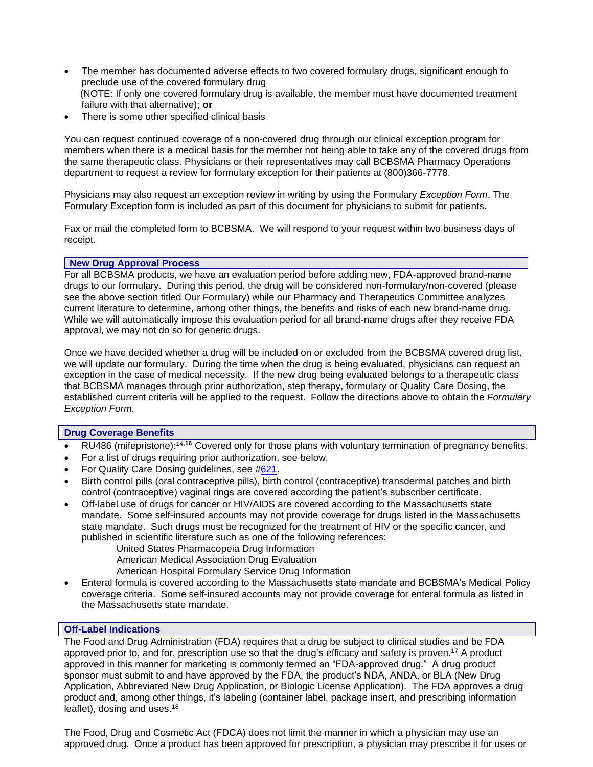- The member has documented adverse effects to two covered formulary drugs, significant enough to preclude use of the covered formulary drug (NOTE: If only one covered formulary drug is available, the member must have documented treatment failure with that alternative); **or**
- There is some other specified clinical basis

You can request continued coverage of a non-covered drug through our clinical exception program for members when there is a medical basis for the member not being able to take any of the covered drugs from the same therapeutic class. Physicians or their representatives may call BCBSMA Pharmacy Operations department to request a review for formulary exception for their patients at (800)366-7778.

Physicians may also request an exception review in writing by using the Formulary *Exception Form*. The Formulary Exception form is included as part of this document for physicians to submit for patients.

Fax or mail the completed form to BCBSMA. We will respond to your request within two business days of receipt.

## New Drug Approval Process

For all BCBSMA products, we have an evaluation period before adding new, FDA-approved brand-name drugs to our formulary. During this period, the drug will be considered non-formulary/non-covered (please see the above section titled Our Formulary) while our Pharmacy and Therapeutics Committee analyzes current literature to determine, among other things, the benefits and risks of each new brand-name drug. While we will automatically impose this evaluation period for all brand-name drugs after they receive FDA approval, we may not do so for generic drugs.

Once we have decided whether a drug will be included on or excluded from the BCBSMA covered drug list, we will update our formulary. During the time when the drug is being evaluated, physicians can request an exception in the case of medical necessity. If the new drug being evaluated belongs to a therapeutic class that BCBSMA manages through prior authorization, step therapy, formulary or Quality Care Dosing, the established current criteria will be applied to the request. Follow the directions above to obtain the *Formulary Exception Form.*

## Drug Coverage Benefits

- RU486 (mifepristone):[14,**16**] Covered only for those plans with voluntary termination of pregnancy benefits.
- For a list of drugs requiring prior authorization, see below.
- For Quality Care Dosing guidelines, see #621.
- Birth control pills (oral contraceptive pills), birth control (contraceptive) transdermal patches and birth control (contraceptive) vaginal rings are covered according the patient's subscriber certificate.
- Off-label use of drugs for cancer or HIV/AIDS are covered according to the Massachusetts state mandate. Some self-insured accounts may not provide coverage for drugs listed in the Massachusetts state mandate. Such drugs must be recognized for the treatment of HIV or the specific cancer, and published in scientific literature such as one of the following references:
  - United States Pharmacopeia Drug Information
  - American Medical Association Drug Evaluation
  - American Hospital Formulary Service Drug Information
- Enteral formula is covered according to the Massachusetts state mandate and BCBSMA's Medical Policy coverage criteria. Some self-insured accounts may not provide coverage for enteral formula as listed in the Massachusetts state mandate.

## Off-Label Indications

The Food and Drug Administration (FDA) requires that a drug be subject to clinical studies and be FDA approved prior to, and for, prescription use so that the drug's efficacy and safety is proven.[17] A product approved in this manner for marketing is commonly termed an "FDA-approved drug." A drug product sponsor must submit to and have approved by the FDA, the product's NDA, ANDA, or BLA (New Drug Application, Abbreviated New Drug Application, or Biologic License Application). The FDA approves a drug product and, among other things, it's labeling (container label, package insert, and prescribing information leaflet), dosing and uses.[18]

The Food, Drug and Cosmetic Act (FDCA) does not limit the manner in which a physician may use an approved drug. Once a product has been approved for prescription, a physician may prescribe it for uses or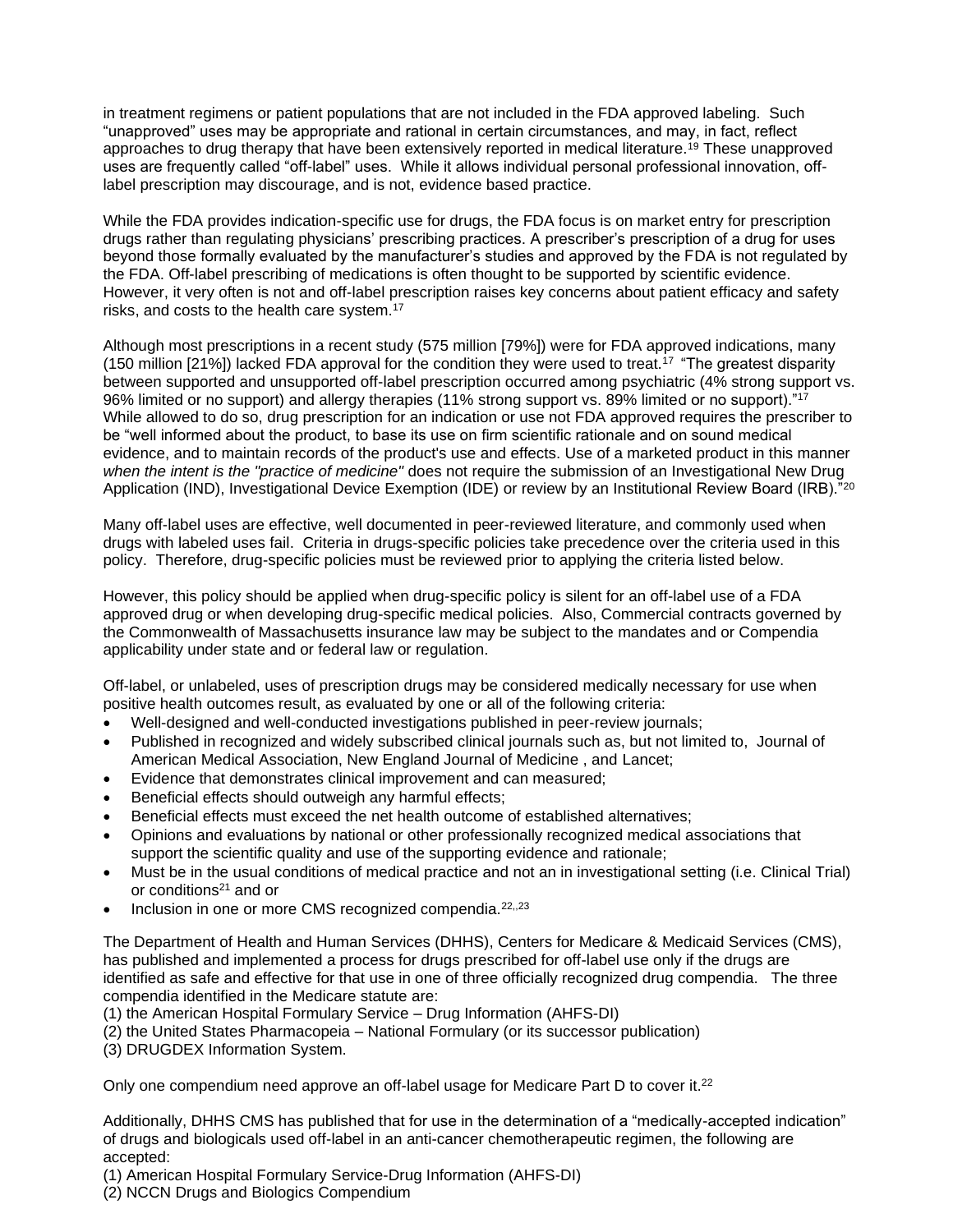in treatment regimens or patient populations that are not included in the FDA approved labeling. Such "unapproved" uses may be appropriate and rational in certain circumstances, and may, in fact, reflect approaches to drug therapy that have been extensively reported in medical literature.[19] These unapproved uses are frequently called "off-label" uses. While it allows individual personal professional innovation, off-label prescription may discourage, and is not, evidence based practice.

While the FDA provides indication-specific use for drugs, the FDA focus is on market entry for prescription drugs rather than regulating physicians' prescribing practices. A prescriber's prescription of a drug for uses beyond those formally evaluated by the manufacturer's studies and approved by the FDA is not regulated by the FDA. Off-label prescribing of medications is often thought to be supported by scientific evidence. However, it very often is not and off-label prescription raises key concerns about patient efficacy and safety risks, and costs to the health care system.[17]

Although most prescriptions in a recent study (575 million [79%]) were for FDA approved indications, many (150 million [21%]) lacked FDA approval for the condition they were used to treat.[17] "The greatest disparity between supported and unsupported off-label prescription occurred among psychiatric (4% strong support vs. 96% limited or no support) and allergy therapies (11% strong support vs. 89% limited or no support)."[17] While allowed to do so, drug prescription for an indication or use not FDA approved requires the prescriber to be "well informed about the product, to base its use on firm scientific rationale and on sound medical evidence, and to maintain records of the product's use and effects. Use of a marketed product in this manner *when the intent is the "practice of medicine"* does not require the submission of an Investigational New Drug Application (IND), Investigational Device Exemption (IDE) or review by an Institutional Review Board (IRB)."[20]

Many off-label uses are effective, well documented in peer-reviewed literature, and commonly used when drugs with labeled uses fail. Criteria in drugs-specific policies take precedence over the criteria used in this policy. Therefore, drug-specific policies must be reviewed prior to applying the criteria listed below.

However, this policy should be applied when drug-specific policy is silent for an off-label use of a FDA approved drug or when developing drug-specific medical policies. Also, Commercial contracts governed by the Commonwealth of Massachusetts insurance law may be subject to the mandates and or Compendia applicability under state and or federal law or regulation.

Off-label, or unlabeled, uses of prescription drugs may be considered medically necessary for use when positive health outcomes result, as evaluated by one or all of the following criteria:

- Well-designed and well-conducted investigations published in peer-review journals;
- Published in recognized and widely subscribed clinical journals such as, but not limited to, Journal of American Medical Association, New England Journal of Medicine , and Lancet;
- Evidence that demonstrates clinical improvement and can measured;
- Beneficial effects should outweigh any harmful effects;
- Beneficial effects must exceed the net health outcome of established alternatives;
- Opinions and evaluations by national or other professionally recognized medical associations that support the scientific quality and use of the supporting evidence and rationale;
- Must be in the usual conditions of medical practice and not an in investigational setting (i.e. Clinical Trial) or conditions[21] and or
- Inclusion in one or more CMS recognized compendia.[22,23]

The Department of Health and Human Services (DHHS), Centers for Medicare & Medicaid Services (CMS), has published and implemented a process for drugs prescribed for off-label use only if the drugs are identified as safe and effective for that use in one of three officially recognized drug compendia. The three compendia identified in the Medicare statute are:
(1) the American Hospital Formulary Service – Drug Information (AHFS-DI)
(2) the United States Pharmacopeia – National Formulary (or its successor publication)
(3) DRUGDEX Information System.

Only one compendium need approve an off-label usage for Medicare Part D to cover it.[22]

Additionally, DHHS CMS has published that for use in the determination of a "medically-accepted indication" of drugs and biologicals used off-label in an anti-cancer chemotherapeutic regimen, the following are accepted:
(1) American Hospital Formulary Service-Drug Information (AHFS-DI)
(2) NCCN Drugs and Biologics Compendium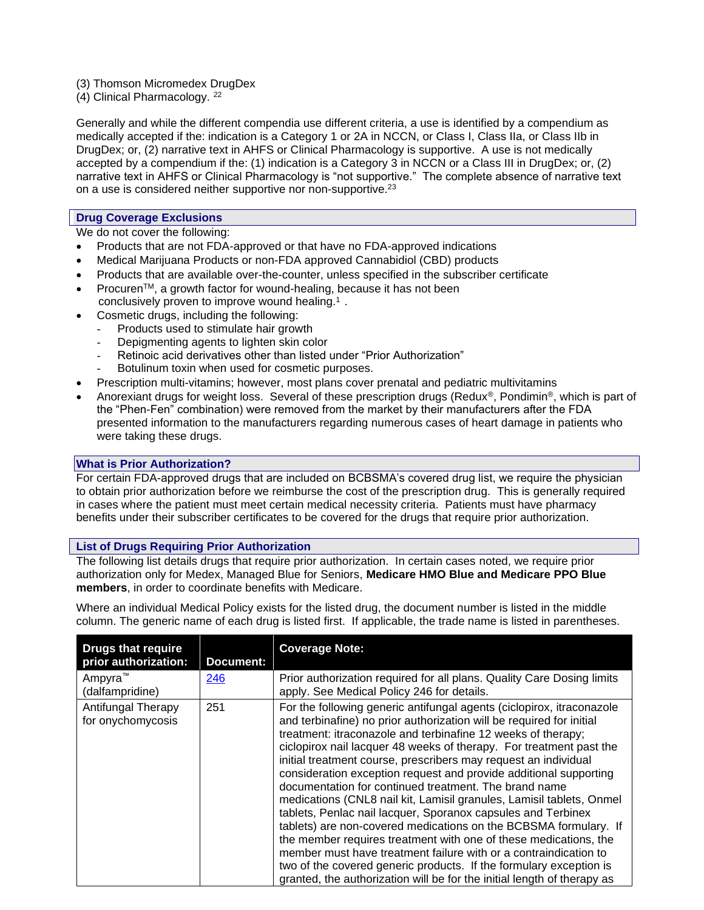(3) Thomson Micromedex DrugDex
(4) Clinical Pharmacology. [22]

Generally and while the different compendia use different criteria, a use is identified by a compendium as medically accepted if the: indication is a Category 1 or 2A in NCCN, or Class I, Class IIa, or Class IIb in DrugDex; or, (2) narrative text in AHFS or Clinical Pharmacology is supportive. A use is not medically accepted by a compendium if the: (1) indication is a Category 3 in NCCN or a Class III in DrugDex; or, (2) narrative text in AHFS or Clinical Pharmacology is "not supportive." The complete absence of narrative text on a use is considered neither supportive nor non-supportive.[23]

## Drug Coverage Exclusions

We do not cover the following:

- Products that are not FDA-approved or that have no FDA-approved indications
- Medical Marijuana Products or non-FDA approved Cannabidiol (CBD) products
- Products that are available over-the-counter, unless specified in the subscriber certificate
- Procuren™, a growth factor for wound-healing, because it has not been conclusively proven to improve wound healing.[1] .
- Cosmetic drugs, including the following:
  - Products used to stimulate hair growth
  - Depigmenting agents to lighten skin color
  - Retinoic acid derivatives other than listed under "Prior Authorization"
  - Botulinum toxin when used for cosmetic purposes.
- Prescription multi-vitamins; however, most plans cover prenatal and pediatric multivitamins
- Anorexiant drugs for weight loss. Several of these prescription drugs (Redux®, Pondimin®, which is part of the "Phen-Fen" combination) were removed from the market by their manufacturers after the FDA presented information to the manufacturers regarding numerous cases of heart damage in patients who were taking these drugs.

## What is Prior Authorization?

For certain FDA-approved drugs that are included on BCBSMA's covered drug list, we require the physician to obtain prior authorization before we reimburse the cost of the prescription drug. This is generally required in cases where the patient must meet certain medical necessity criteria. Patients must have pharmacy benefits under their subscriber certificates to be covered for the drugs that require prior authorization.

## List of Drugs Requiring Prior Authorization

The following list details drugs that require prior authorization. In certain cases noted, we require prior authorization only for Medex, Managed Blue for Seniors, **Medicare HMO Blue and Medicare PPO Blue members**, in order to coordinate benefits with Medicare.

Where an individual Medical Policy exists for the listed drug, the document number is listed in the middle column. The generic name of each drug is listed first. If applicable, the trade name is listed in parentheses.

| Drugs that require prior authorization: | Document: | Coverage Note: |
|---|---|---|
| Ampyra™ (dalfampridine) | 246 | Prior authorization required for all plans. Quality Care Dosing limits apply. See Medical Policy 246 for details. |
| Antifungal Therapy for onychomycosis | 251 | For the following generic antifungal agents (ciclopirox, itraconazole and terbinafine) no prior authorization will be required for initial treatment: itraconazole and terbinafine 12 weeks of therapy; ciclopirox nail lacquer 48 weeks of therapy. For treatment past the initial treatment course, prescribers may request an individual consideration exception request and provide additional supporting documentation for continued treatment. The brand name medications (CNL8 nail kit, Lamisil granules, Lamisil tablets, Onmel tablets, Penlac nail lacquer, Sporanox capsules and Terbinex tablets) are non-covered medications on the BCBSMA formulary. If the member requires treatment with one of these medications, the member must have treatment failure with or a contraindication to two of the covered generic products. If the formulary exception is granted, the authorization will be for the initial length of therapy as |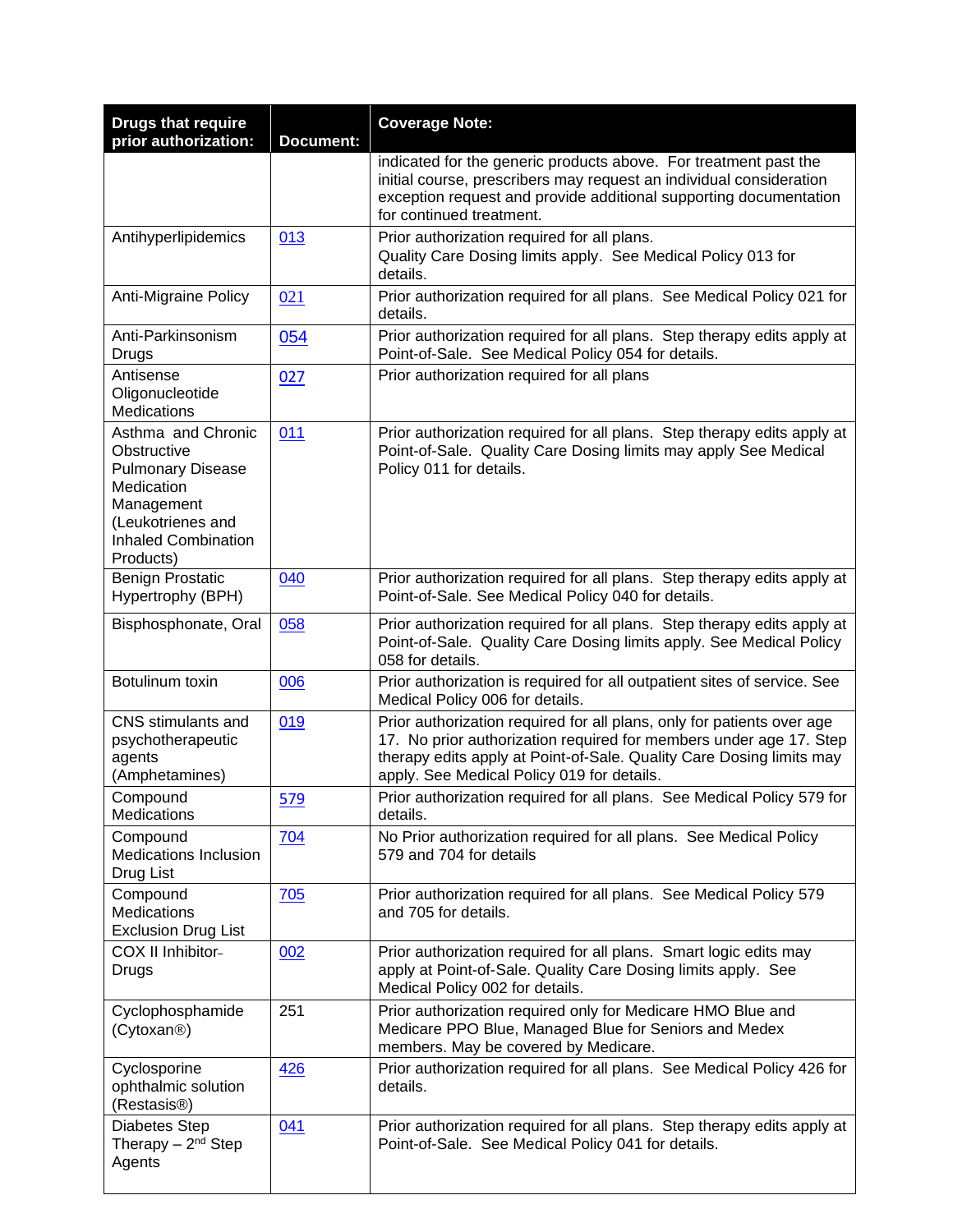| Drugs that require prior authorization: | Document: | Coverage Note: |
|---|---|---|
| | | indicated for the generic products above. For treatment past the initial course, prescribers may request an individual consideration exception request and provide additional supporting documentation for continued treatment. |
| Antihyperlipidemics | 013 | Prior authorization required for all plans. Quality Care Dosing limits apply. See Medical Policy 013 for details. |
| Anti-Migraine Policy | 021 | Prior authorization required for all plans. See Medical Policy 021 for details. |
| Anti-Parkinsonism Drugs | 054 | Prior authorization required for all plans. Step therapy edits apply at Point-of-Sale. See Medical Policy 054 for details. |
| Antisense Oligonucleotide Medications | 027 | Prior authorization required for all plans |
| Asthma and Chronic Obstructive Pulmonary Disease Medication Management (Leukotrienes and Inhaled Combination Products) | 011 | Prior authorization required for all plans. Step therapy edits apply at Point-of-Sale. Quality Care Dosing limits may apply See Medical Policy 011 for details. |
| Benign Prostatic Hypertrophy (BPH) | 040 | Prior authorization required for all plans. Step therapy edits apply at Point-of-Sale. See Medical Policy 040 for details. |
| Bisphosphonate, Oral | 058 | Prior authorization required for all plans. Step therapy edits apply at Point-of-Sale. Quality Care Dosing limits apply. See Medical Policy 058 for details. |
| Botulinum toxin | 006 | Prior authorization is required for all outpatient sites of service. See Medical Policy 006 for details. |
| CNS stimulants and psychotherapeutic agents (Amphetamines) | 019 | Prior authorization required for all plans, only for patients over age 17. No prior authorization required for members under age 17. Step therapy edits apply at Point-of-Sale. Quality Care Dosing limits may apply. See Medical Policy 019 for details. |
| Compound Medications | 579 | Prior authorization required for all plans. See Medical Policy 579 for details. |
| Compound Medications Inclusion Drug List | 704 | No Prior authorization required for all plans. See Medical Policy 579 and 704 for details |
| Compound Medications Exclusion Drug List | 705 | Prior authorization required for all plans. See Medical Policy 579 and 705 for details. |
| COX II Inhibitor-Drugs | 002 | Prior authorization required for all plans. Smart logic edits may apply at Point-of-Sale. Quality Care Dosing limits apply. See Medical Policy 002 for details. |
| Cyclophosphamide (Cytoxan®) | 251 | Prior authorization required only for Medicare HMO Blue and Medicare PPO Blue, Managed Blue for Seniors and Medex members. May be covered by Medicare. |
| Cyclosporine ophthalmic solution (Restasis®) | 426 | Prior authorization required for all plans. See Medical Policy 426 for details. |
| Diabetes Step Therapy – 2nd Step Agents | 041 | Prior authorization required for all plans. Step therapy edits apply at Point-of-Sale. See Medical Policy 041 for details. |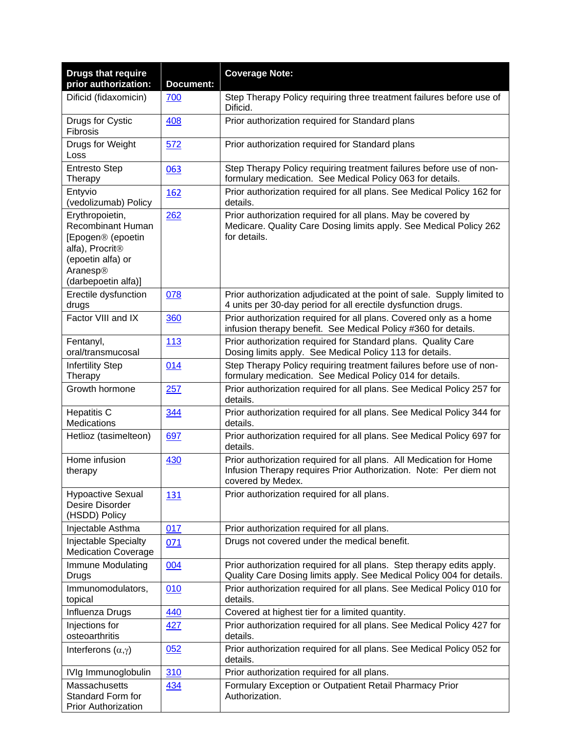| Drugs that require prior authorization: | Document: | Coverage Note: |
|---|---|---|
| Dificid (fidaxomicin) | 700 | Step Therapy Policy requiring three treatment failures before use of Dificid. |
| Drugs for Cystic Fibrosis | 408 | Prior authorization required for Standard plans |
| Drugs for Weight Loss | 572 | Prior authorization required for Standard plans |
| Entresto Step Therapy | 063 | Step Therapy Policy requiring treatment failures before use of non-formulary medication. See Medical Policy 063 for details. |
| Entyvio (vedolizumab) Policy | 162 | Prior authorization required for all plans. See Medical Policy 162 for details. |
| Erythropoietin, Recombinant Human [Epogen® (epoetin alfa), Procrit® (epoetin alfa) or Aranesp® (darbepoetin alfa)] | 262 | Prior authorization required for all plans. May be covered by Medicare. Quality Care Dosing limits apply. See Medical Policy 262 for details. |
| Erectile dysfunction drugs | 078 | Prior authorization adjudicated at the point of sale. Supply limited to 4 units per 30-day period for all erectile dysfunction drugs. |
| Factor VIII and IX | 360 | Prior authorization required for all plans. Covered only as a home infusion therapy benefit. See Medical Policy #360 for details. |
| Fentanyl, oral/transmucosal | 113 | Prior authorization required for Standard plans. Quality Care Dosing limits apply. See Medical Policy 113 for details. |
| Infertility Step Therapy | 014 | Step Therapy Policy requiring treatment failures before use of non-formulary medication. See Medical Policy 014 for details. |
| Growth hormone | 257 | Prior authorization required for all plans. See Medical Policy 257 for details. |
| Hepatitis C Medications | 344 | Prior authorization required for all plans. See Medical Policy 344 for details. |
| Hetlioz (tasimelteon) | 697 | Prior authorization required for all plans. See Medical Policy 697 for details. |
| Home infusion therapy | 430 | Prior authorization required for all plans. All Medication for Home Infusion Therapy requires Prior Authorization. Note: Per diem not covered by Medex. |
| Hypoactive Sexual Desire Disorder (HSDD) Policy | 131 | Prior authorization required for all plans. |
| Injectable Asthma | 017 | Prior authorization required for all plans. |
| Injectable Specialty Medication Coverage | 071 | Drugs not covered under the medical benefit. |
| Immune Modulating Drugs | 004 | Prior authorization required for all plans. Step therapy edits apply. Quality Care Dosing limits apply. See Medical Policy 004 for details. |
| Immunomodulators, topical | 010 | Prior authorization required for all plans. See Medical Policy 010 for details. |
| Influenza Drugs | 440 | Covered at highest tier for a limited quantity. |
| Injections for osteoarthritis | 427 | Prior authorization required for all plans. See Medical Policy 427 for details. |
| Interferons ($\alpha$,$\gamma$) | 052 | Prior authorization required for all plans. See Medical Policy 052 for details. |
| IVIg Immunoglobulin | 310 | Prior authorization required for all plans. |
| Massachusetts Standard Form for Prior Authorization | 434 | Formulary Exception or Outpatient Retail Pharmacy Prior Authorization. |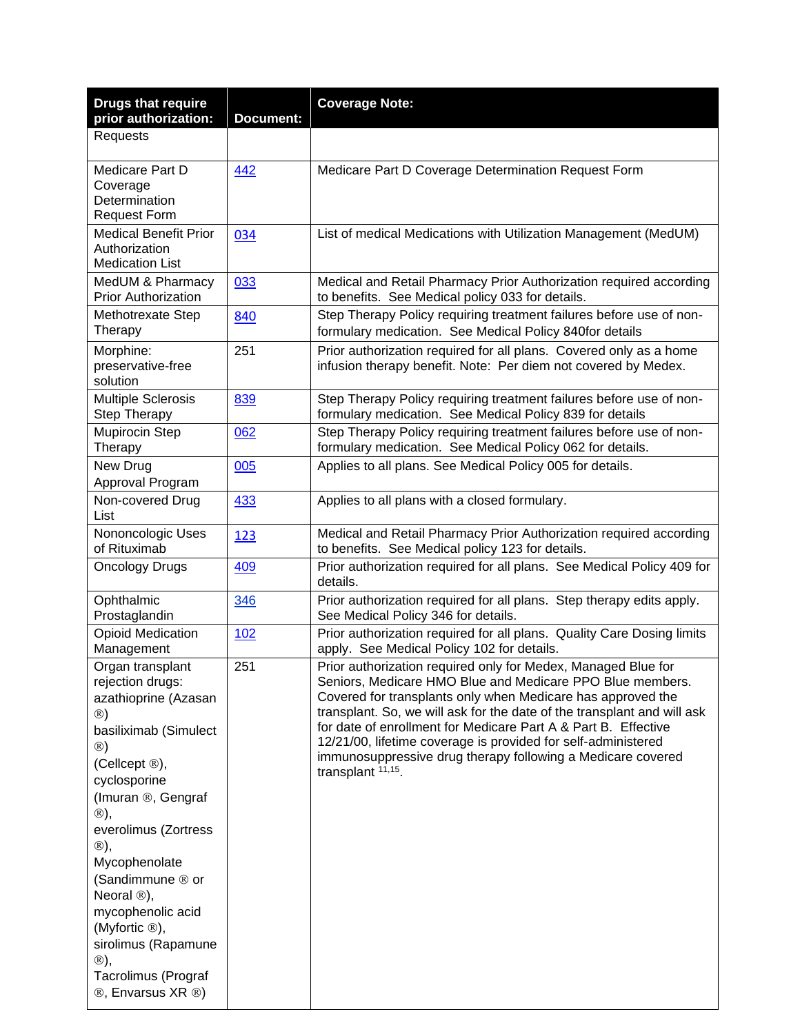| Drugs that require prior authorization: | Document: | Coverage Note: |
|---|---|---|
| Requests | | |
| Medicare Part D Coverage Determination Request Form | 442 | Medicare Part D Coverage Determination Request Form |
| Medical Benefit Prior Authorization Medication List | 034 | List of medical Medications with Utilization Management (MedUM) |
| MedUM & Pharmacy Prior Authorization | 033 | Medical and Retail Pharmacy Prior Authorization required according to benefits. See Medical policy 033 for details. |
| Methotrexate Step Therapy | 840 | Step Therapy Policy requiring treatment failures before use of non-formulary medication. See Medical Policy 840for details |
| Morphine: preservative-free solution | 251 | Prior authorization required for all plans. Covered only as a home infusion therapy benefit. Note: Per diem not covered by Medex. |
| Multiple Sclerosis Step Therapy | 839 | Step Therapy Policy requiring treatment failures before use of non-formulary medication. See Medical Policy 839 for details |
| Mupirocin Step Therapy | 062 | Step Therapy Policy requiring treatment failures before use of non-formulary medication. See Medical Policy 062 for details. |
| New Drug Approval Program | 005 | Applies to all plans. See Medical Policy 005 for details. |
| Non-covered Drug List | 433 | Applies to all plans with a closed formulary. |
| Nononcologic Uses of Rituximab | 123 | Medical and Retail Pharmacy Prior Authorization required according to benefits. See Medical policy 123 for details. |
| Oncology Drugs | 409 | Prior authorization required for all plans. See Medical Policy 409 for details. |
| Ophthalmic Prostaglandin | 346 | Prior authorization required for all plans. Step therapy edits apply. See Medical Policy 346 for details. |
| Opioid Medication Management | 102 | Prior authorization required for all plans. Quality Care Dosing limits apply. See Medical Policy 102 for details. |
| Organ transplant rejection drugs: azathioprine (Azasan ®) basiliximab (Simulect ®) (Cellcept ®), cyclosporine (Imuran ®, Gengraf ®), everolimus (Zortress ®), Mycophenolate (Sandimmune ® or Neoral ®), mycophenolic acid (Myfortic ®), sirolimus (Rapamune ®), Tacrolimus (Prograf ®, Envarsus XR ®) | 251 | Prior authorization required only for Medex, Managed Blue for Seniors, Medicare HMO Blue and Medicare PPO Blue members. Covered for transplants only when Medicare has approved the transplant. So, we will ask for the date of the transplant and will ask for date of enrollment for Medicare Part A & Part B. Effective 12/21/00, lifetime coverage is provided for self-administered immunosuppressive drug therapy following a Medicare covered transplant [11,15]. |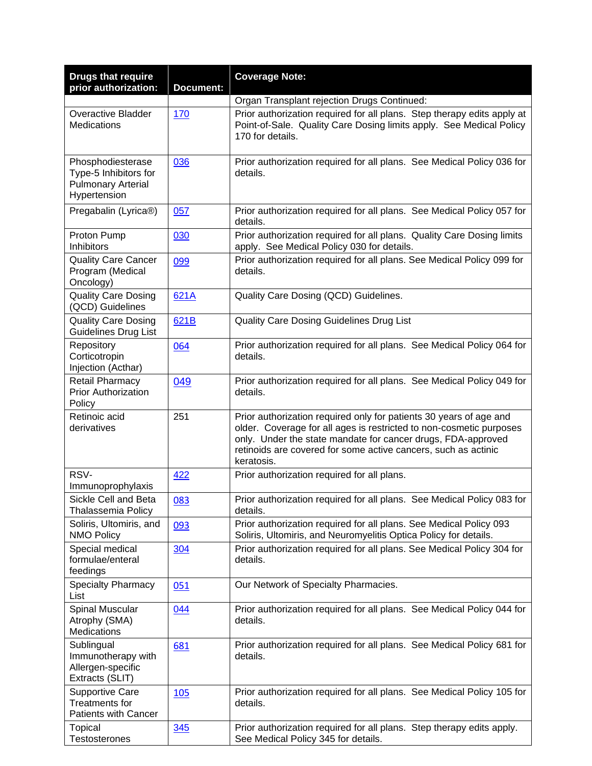| Drugs that require prior authorization: | Document: | Coverage Note: |
|---|---|---|
| | | Organ Transplant rejection Drugs Continued: |
| Overactive Bladder Medications | 170 | Prior authorization required for all plans. Step therapy edits apply at Point-of-Sale. Quality Care Dosing limits apply. See Medical Policy 170 for details. |
| Phosphodiesterase Type-5 Inhibitors for Pulmonary Arterial Hypertension | 036 | Prior authorization required for all plans. See Medical Policy 036 for details. |
| Pregabalin (Lyrica®) | 057 | Prior authorization required for all plans. See Medical Policy 057 for details. |
| Proton Pump Inhibitors | 030 | Prior authorization required for all plans. Quality Care Dosing limits apply. See Medical Policy 030 for details. |
| Quality Care Cancer Program (Medical Oncology) | 099 | Prior authorization required for all plans. See Medical Policy 099 for details. |
| Quality Care Dosing (QCD) Guidelines | 621A | Quality Care Dosing (QCD) Guidelines. |
| Quality Care Dosing Guidelines Drug List | 621B | Quality Care Dosing Guidelines Drug List |
| Repository Corticotropin Injection (Acthar) | 064 | Prior authorization required for all plans. See Medical Policy 064 for details. |
| Retail Pharmacy Prior Authorization Policy | 049 | Prior authorization required for all plans. See Medical Policy 049 for details. |
| Retinoic acid derivatives | 251 | Prior authorization required only for patients 30 years of age and older. Coverage for all ages is restricted to non-cosmetic purposes only. Under the state mandate for cancer drugs, FDA-approved retinoids are covered for some active cancers, such as actinic keratosis. |
| RSV-Immunoprophylaxis | 422 | Prior authorization required for all plans. |
| Sickle Cell and Beta Thalassemia Policy | 083 | Prior authorization required for all plans. See Medical Policy 083 for details. |
| Soliris, Ultomiris, and NMO Policy | 093 | Prior authorization required for all plans. See Medical Policy 093 Soliris, Ultomiris, and Neuromyelitis Optica Policy for details. |
| Special medical formulae/enteral feedings | 304 | Prior authorization required for all plans. See Medical Policy 304 for details. |
| Specialty Pharmacy List | 051 | Our Network of Specialty Pharmacies. |
| Spinal Muscular Atrophy (SMA) Medications | 044 | Prior authorization required for all plans. See Medical Policy 044 for details. |
| Sublingual Immunotherapy with Allergen-specific Extracts (SLIT) | 681 | Prior authorization required for all plans. See Medical Policy 681 for details. |
| Supportive Care Treatments for Patients with Cancer | 105 | Prior authorization required for all plans. See Medical Policy 105 for details. |
| Topical Testosterones | 345 | Prior authorization required for all plans. Step therapy edits apply. See Medical Policy 345 for details. |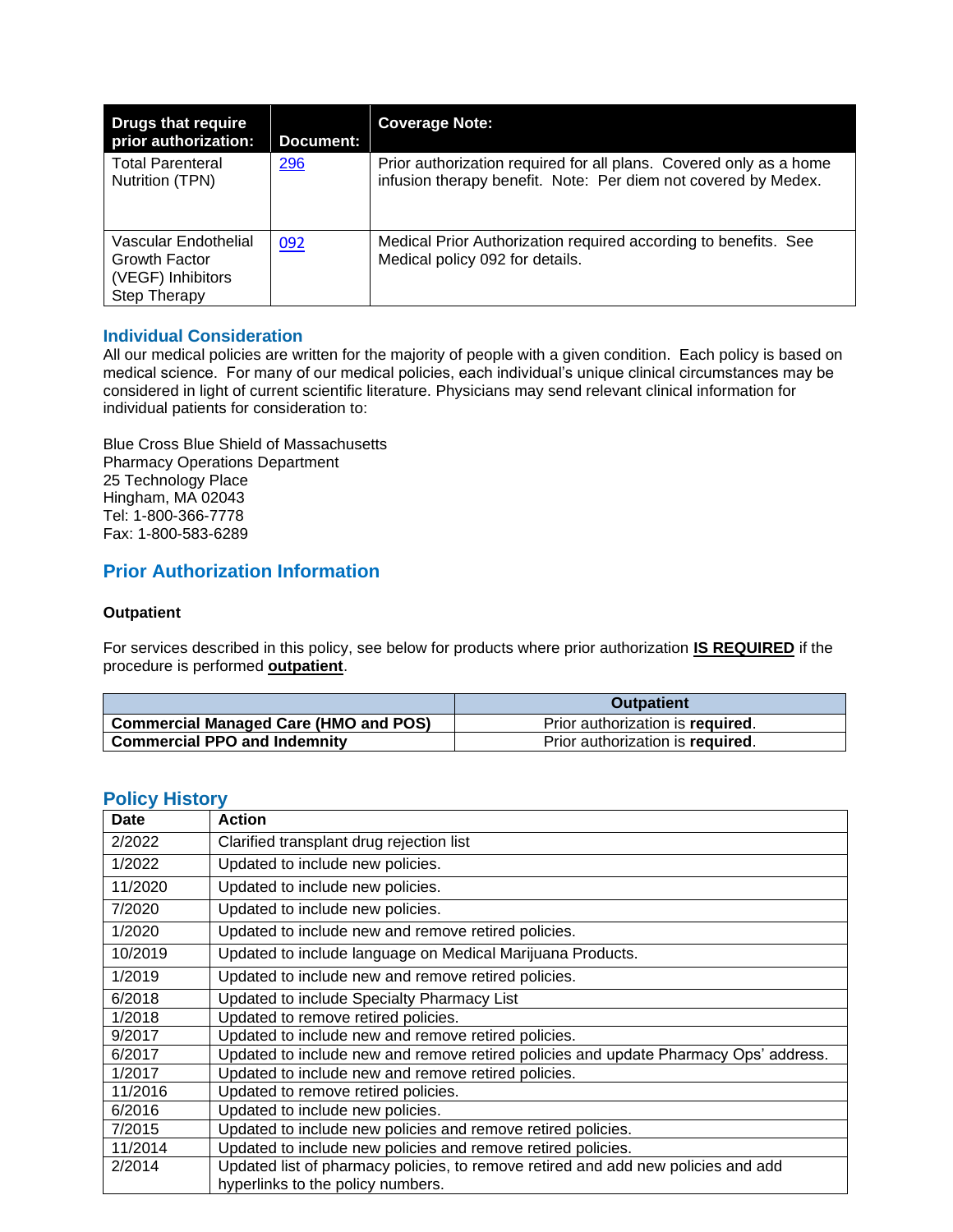| Drugs that require prior authorization: | Document: | Coverage Note: |
|---|---|---|
| Total Parenteral Nutrition (TPN) | 296 | Prior authorization required for all plans. Covered only as a home infusion therapy benefit. Note: Per diem not covered by Medex. |
| Vascular Endothelial Growth Factor (VEGF) Inhibitors Step Therapy | 092 | Medical Prior Authorization required according to benefits. See Medical policy 092 for details. |

## Individual Consideration

All our medical policies are written for the majority of people with a given condition. Each policy is based on medical science. For many of our medical policies, each individual's unique clinical circumstances may be considered in light of current scientific literature. Physicians may send relevant clinical information for individual patients for consideration to:

Blue Cross Blue Shield of Massachusetts
Pharmacy Operations Department
25 Technology Place
Hingham, MA 02043
Tel: 1-800-366-7778
Fax: 1-800-583-6289

## Prior Authorization Information

**Outpatient**

For services described in this policy, see below for products where prior authorization **IS REQUIRED** if the procedure is performed **outpatient**.

| | Outpatient |
|---|---|
| **Commercial Managed Care (HMO and POS)** | Prior authorization is **required**. |
| **Commercial PPO and Indemnity** | Prior authorization is **required**. |

## Policy History

| Date | Action |
|---|---|
| 2/2022 | Clarified transplant drug rejection list |
| 1/2022 | Updated to include new policies. |
| 11/2020 | Updated to include new policies. |
| 7/2020 | Updated to include new policies. |
| 1/2020 | Updated to include new and remove retired policies. |
| 10/2019 | Updated to include language on Medical Marijuana Products. |
| 1/2019 | Updated to include new and remove retired policies. |
| 6/2018 | Updated to include Specialty Pharmacy List |
| 1/2018 | Updated to remove retired policies. |
| 9/2017 | Updated to include new and remove retired policies. |
| 6/2017 | Updated to include new and remove retired policies and update Pharmacy Ops' address. |
| 1/2017 | Updated to include new and remove retired policies. |
| 11/2016 | Updated to remove retired policies. |
| 6/2016 | Updated to include new policies. |
| 7/2015 | Updated to include new policies and remove retired policies. |
| 11/2014 | Updated to include new policies and remove retired policies. |
| 2/2014 | Updated list of pharmacy policies, to remove retired and add new policies and add hyperlinks to the policy numbers. |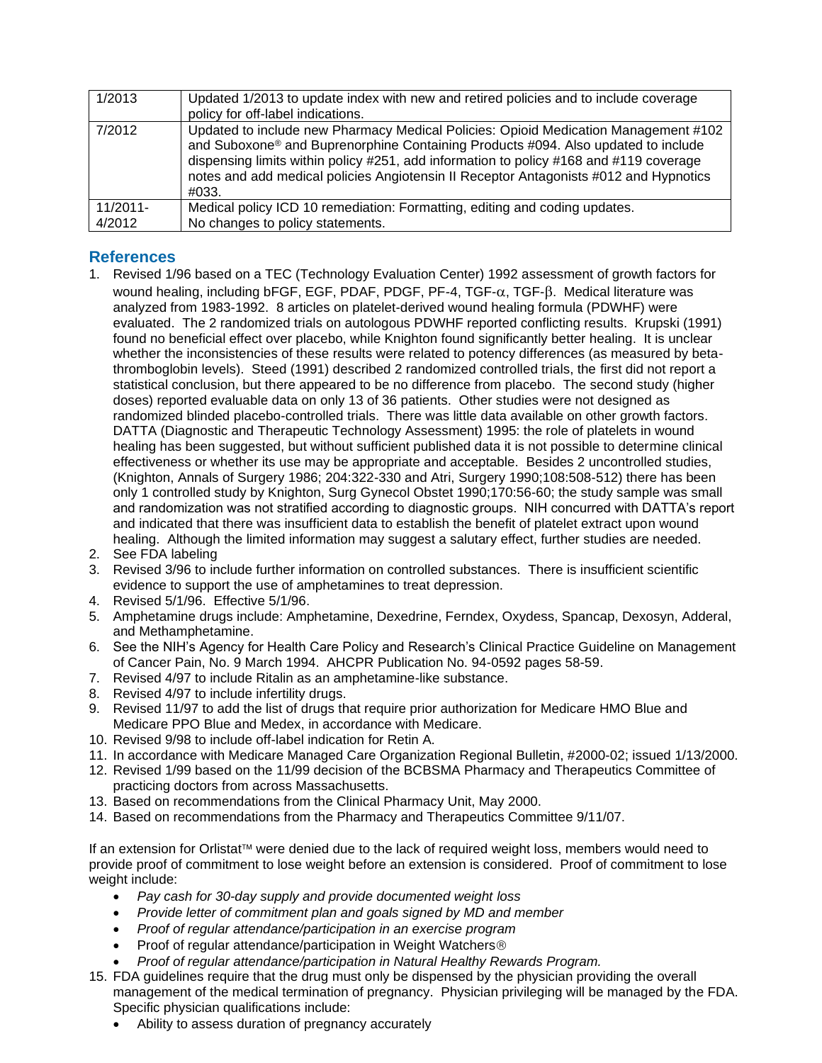| 1/2013 | Updated 1/2013 to update index with new and retired policies and to include coverage policy for off-label indications. |
|---|---|
| 7/2012 | Updated to include new Pharmacy Medical Policies: Opioid Medication Management #102 and Suboxone® and Buprenorphine Containing Products #094. Also updated to include dispensing limits within policy #251, add information to policy #168 and #119 coverage notes and add medical policies Angiotensin II Receptor Antagonists #012 and Hypnotics #033. |
| 11/2011-4/2012 | Medical policy ICD 10 remediation: Formatting, editing and coding updates. No changes to policy statements. |

## References

1. Revised 1/96 based on a TEC (Technology Evaluation Center) 1992 assessment of growth factors for wound healing, including bFGF, EGF, PDAF, PDGF, PF-4, TGF-$\alpha$, TGF-$\beta$. Medical literature was analyzed from 1983-1992. 8 articles on platelet-derived wound healing formula (PDWHF) were evaluated. The 2 randomized trials on autologous PDWHF reported conflicting results. Krupski (1991) found no beneficial effect over placebo, while Knighton found significantly better healing. It is unclear whether the inconsistencies of these results were related to potency differences (as measured by beta-thromboglobin levels). Steed (1991) described 2 randomized controlled trials, the first did not report a statistical conclusion, but there appeared to be no difference from placebo. The second study (higher doses) reported evaluable data on only 13 of 36 patients. Other studies were not designed as randomized blinded placebo-controlled trials. There was little data available on other growth factors. DATTA (Diagnostic and Therapeutic Technology Assessment) 1995: the role of platelets in wound healing has been suggested, but without sufficient published data it is not possible to determine clinical effectiveness or whether its use may be appropriate and acceptable. Besides 2 uncontrolled studies, (Knighton, Annals of Surgery 1986; 204:322-330 and Atri, Surgery 1990;108:508-512) there has been only 1 controlled study by Knighton, Surg Gynecol Obstet 1990;170:56-60; the study sample was small and randomization was not stratified according to diagnostic groups. NIH concurred with DATTA's report and indicated that there was insufficient data to establish the benefit of platelet extract upon wound healing. Although the limited information may suggest a salutary effect, further studies are needed.
2. See FDA labeling
3. Revised 3/96 to include further information on controlled substances. There is insufficient scientific evidence to support the use of amphetamines to treat depression.
4. Revised 5/1/96. Effective 5/1/96.
5. Amphetamine drugs include: Amphetamine, Dexedrine, Ferndex, Oxydess, Spancap, Dexosyn, Adderal, and Methamphetamine.
6. See the NIH's Agency for Health Care Policy and Research's Clinical Practice Guideline on Management of Cancer Pain, No. 9 March 1994. AHCPR Publication No. 94-0592 pages 58-59.
7. Revised 4/97 to include Ritalin as an amphetamine-like substance.
8. Revised 4/97 to include infertility drugs.
9. Revised 11/97 to add the list of drugs that require prior authorization for Medicare HMO Blue and Medicare PPO Blue and Medex, in accordance with Medicare.
10. Revised 9/98 to include off-label indication for Retin A.
11. In accordance with Medicare Managed Care Organization Regional Bulletin, #2000-02; issued 1/13/2000.
12. Revised 1/99 based on the 11/99 decision of the BCBSMA Pharmacy and Therapeutics Committee of practicing doctors from across Massachusetts.
13. Based on recommendations from the Clinical Pharmacy Unit, May 2000.
14. Based on recommendations from the Pharmacy and Therapeutics Committee 9/11/07.

If an extension for Orlistat™ were denied due to the lack of required weight loss, members would need to provide proof of commitment to lose weight before an extension is considered. Proof of commitment to lose weight include:

- *Pay cash for 30-day supply and provide documented weight loss*
- *Provide letter of commitment plan and goals signed by MD and member*
- *Proof of regular attendance/participation in an exercise program*
- Proof of regular attendance/participation in Weight Watchers®
- *Proof of regular attendance/participation in Natural Healthy Rewards Program.*

15. FDA guidelines require that the drug must only be dispensed by the physician providing the overall management of the medical termination of pregnancy. Physician privileging will be managed by the FDA. Specific physician qualifications include:
    - Ability to assess duration of pregnancy accurately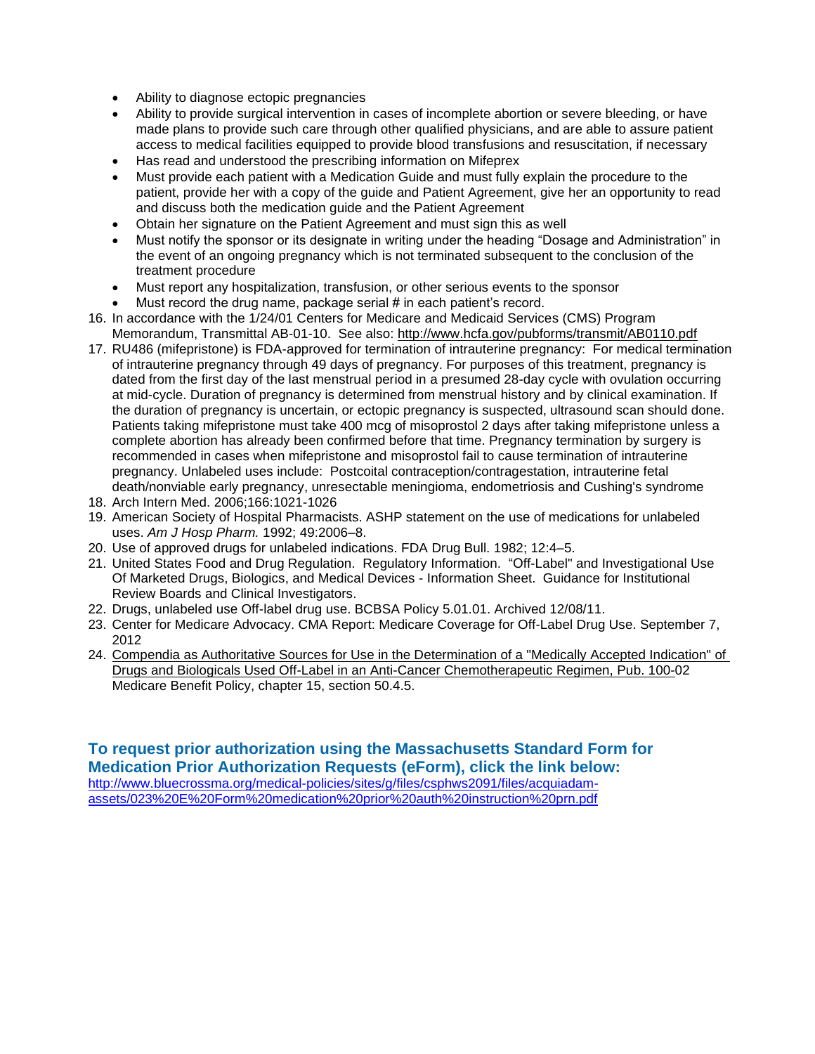- Ability to diagnose ectopic pregnancies
- Ability to provide surgical intervention in cases of incomplete abortion or severe bleeding, or have made plans to provide such care through other qualified physicians, and are able to assure patient access to medical facilities equipped to provide blood transfusions and resuscitation, if necessary
- Has read and understood the prescribing information on Mifeprex
- Must provide each patient with a Medication Guide and must fully explain the procedure to the patient, provide her with a copy of the guide and Patient Agreement, give her an opportunity to read and discuss both the medication guide and the Patient Agreement
- Obtain her signature on the Patient Agreement and must sign this as well
- Must notify the sponsor or its designate in writing under the heading "Dosage and Administration" in the event of an ongoing pregnancy which is not terminated subsequent to the conclusion of the treatment procedure
- Must report any hospitalization, transfusion, or other serious events to the sponsor
- Must record the drug name, package serial # in each patient's record.

16. In accordance with the 1/24/01 Centers for Medicare and Medicaid Services (CMS) Program Memorandum, Transmittal AB-01-10. See also: http://www.hcfa.gov/pubforms/transmit/AB0110.pdf
17. RU486 (mifepristone) is FDA-approved for termination of intrauterine pregnancy: For medical termination of intrauterine pregnancy through 49 days of pregnancy. For purposes of this treatment, pregnancy is dated from the first day of the last menstrual period in a presumed 28-day cycle with ovulation occurring at mid-cycle. Duration of pregnancy is determined from menstrual history and by clinical examination. If the duration of pregnancy is uncertain, or ectopic pregnancy is suspected, ultrasound scan should done. Patients taking mifepristone must take 400 mcg of misoprostol 2 days after taking mifepristone unless a complete abortion has already been confirmed before that time. Pregnancy termination by surgery is recommended in cases when mifepristone and misoprostol fail to cause termination of intrauterine pregnancy. Unlabeled uses include: Postcoital contraception/contragestation, intrauterine fetal death/nonviable early pregnancy, unresectable meningioma, endometriosis and Cushing's syndrome
18. Arch Intern Med. 2006;166:1021-1026
19. American Society of Hospital Pharmacists. ASHP statement on the use of medications for unlabeled uses. *Am J Hosp Pharm.* 1992; 49:2006–8.
20. Use of approved drugs for unlabeled indications. FDA Drug Bull. 1982; 12:4–5.
21. United States Food and Drug Regulation. Regulatory Information. "Off-Label" and Investigational Use Of Marketed Drugs, Biologics, and Medical Devices - Information Sheet. Guidance for Institutional Review Boards and Clinical Investigators.
22. Drugs, unlabeled use Off-label drug use. BCBSA Policy 5.01.01. Archived 12/08/11.
23. Center for Medicare Advocacy. CMA Report: Medicare Coverage for Off-Label Drug Use. September 7, 2012
24. Compendia as Authoritative Sources for Use in the Determination of a "Medically Accepted Indication" of Drugs and Biologicals Used Off-Label in an Anti-Cancer Chemotherapeutic Regimen, Pub. 100-02 Medicare Benefit Policy, chapter 15, section 50.4.5.

## To request prior authorization using the Massachusetts Standard Form for Medication Prior Authorization Requests (eForm), click the link below:

http://www.bluecrossma.org/medical-policies/sites/g/files/csphws2091/files/acquiadam-assets/023%20E%20Form%20medication%20prior%20auth%20instruction%20prn.pdf